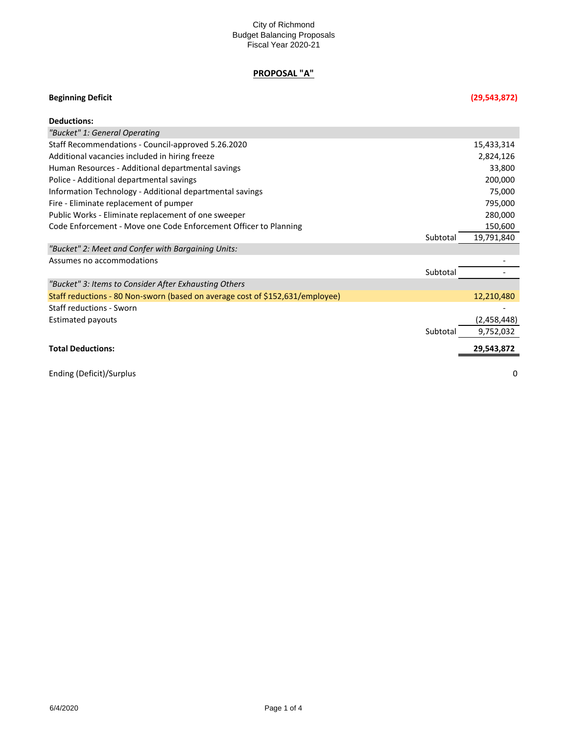City of Richmond
Budget Balancing Proposals
Fiscal Year 2020-21

## PROPOSAL "A"

| | | |
|---|---|---|
| **Beginning Deficit** | | **(29,543,872)** |
| **Deductions:** | | |
| *"Bucket" 1: General Operating* | | |
| Staff Recommendations - Council-approved 5.26.2020 | | 15,433,314 |
| Additional vacancies included in hiring freeze | | 2,824,126 |
| Human Resources - Additional departmental savings | | 33,800 |
| Police - Additional departmental savings | | 200,000 |
| Information Technology - Additional departmental savings | | 75,000 |
| Fire - Eliminate replacement of pumper | | 795,000 |
| Public Works - Eliminate replacement of one sweeper | | 280,000 |
| Code Enforcement - Move one Code Enforcement Officer to Planning | | 150,600 |
| | Subtotal | 19,791,840 |
| *"Bucket" 2: Meet and Confer with Bargaining Units:* | | |
| Assumes no accommodations | | - |
| | Subtotal | - |
| *"Bucket" 3: Items to Consider After Exhausting Others* | | |
| Staff reductions - 80 Non-sworn (based on average cost of $152,631/employee) | | 12,210,480 |
| Staff reductions - Sworn | | - |
| Estimated payouts | | (2,458,448) |
| | Subtotal | 9,752,032 |
| **Total Deductions:** | | **29,543,872** |
| Ending (Deficit)/Surplus | | 0 |

6/4/2020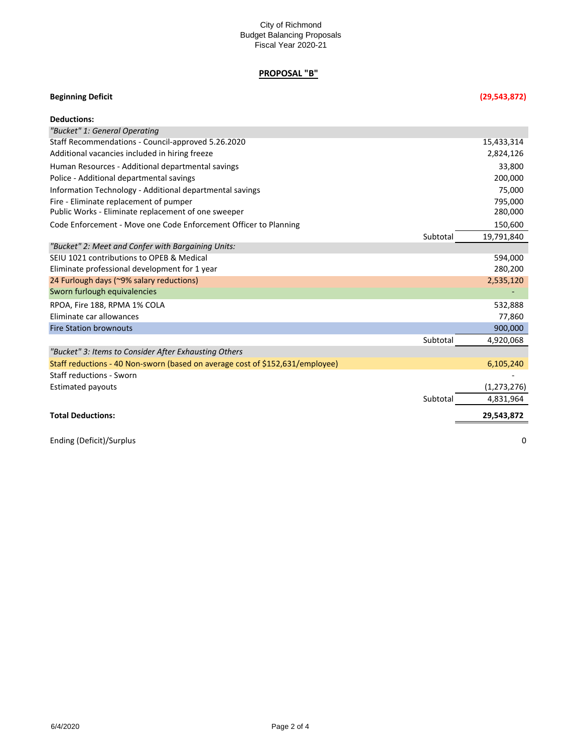City of Richmond
Budget Balancing Proposals
Fiscal Year 2020-21

## PROPOSAL "B"

| | | |
|---|---|---|
| **Beginning Deficit** | | **(29,543,872)** |
| **Deductions:** | | |
| *"Bucket" 1: General Operating* | | |
| Staff Recommendations - Council-approved 5.26.2020 | | 15,433,314 |
| Additional vacancies included in hiring freeze | | 2,824,126 |
| Human Resources - Additional departmental savings | | 33,800 |
| Police - Additional departmental savings | | 200,000 |
| Information Technology - Additional departmental savings | | 75,000 |
| Fire - Eliminate replacement of pumper | | 795,000 |
| Public Works - Eliminate replacement of one sweeper | | 280,000 |
| Code Enforcement - Move one Code Enforcement Officer to Planning | | 150,600 |
| | Subtotal | 19,791,840 |
| *"Bucket" 2: Meet and Confer with Bargaining Units:* | | |
| SEIU 1021 contributions to OPEB & Medical | | 594,000 |
| Eliminate professional development for 1 year | | 280,200 |
| 24 Furlough days (~9% salary reductions) | | 2,535,120 |
| Sworn furlough equivalencies | | - |
| RPOA, Fire 188, RPMA 1% COLA | | 532,888 |
| Eliminate car allowances | | 77,860 |
| Fire Station brownouts | | 900,000 |
| | Subtotal | 4,920,068 |
| *"Bucket" 3: Items to Consider After Exhausting Others* | | |
| Staff reductions - 40 Non-sworn (based on average cost of $152,631/employee) | | 6,105,240 |
| Staff reductions - Sworn | | - |
| Estimated payouts | | (1,273,276) |
| | Subtotal | 4,831,964 |
| **Total Deductions:** | | **29,543,872** |
| Ending (Deficit)/Surplus | | 0 |

6/4/2020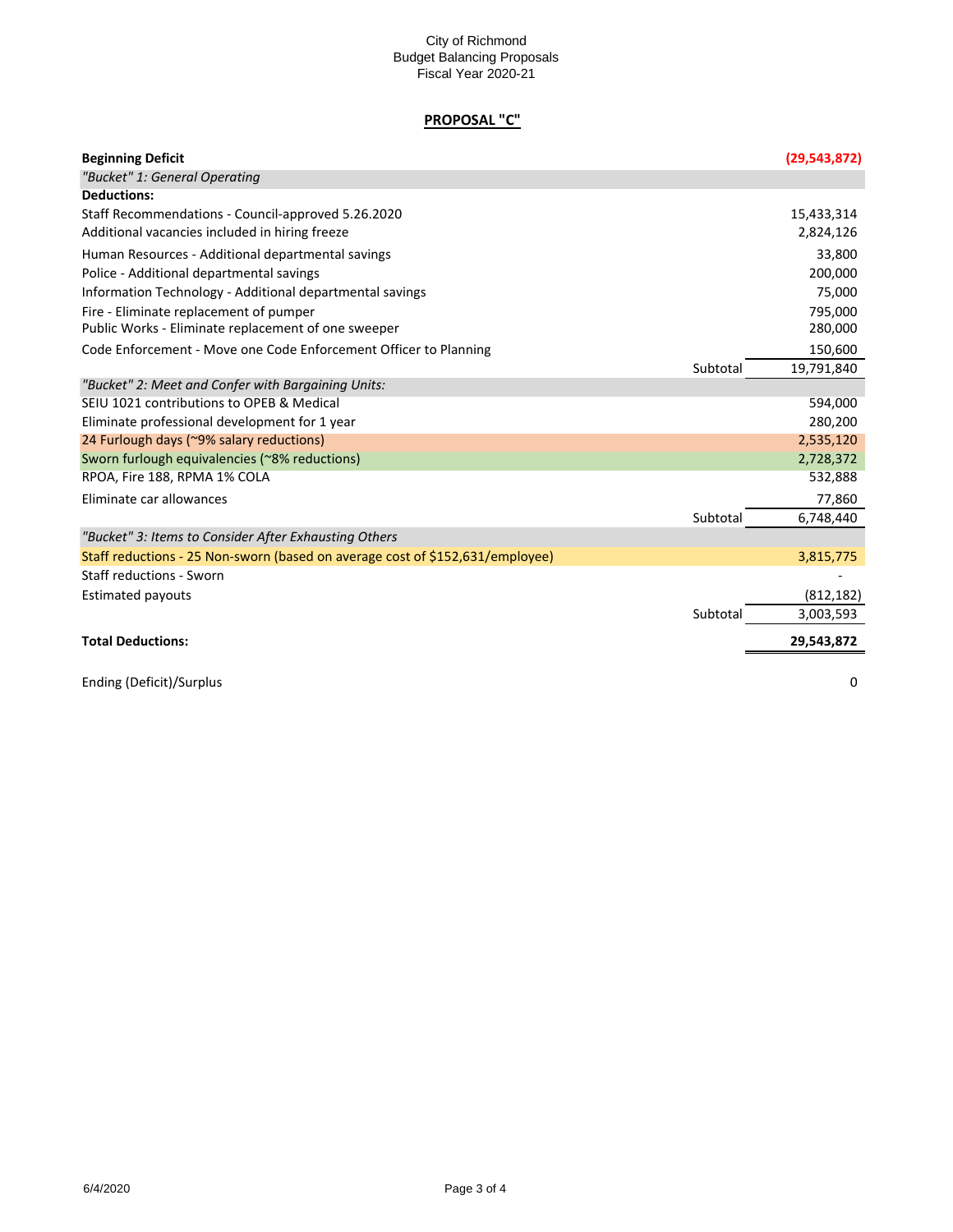City of Richmond
Budget Balancing Proposals
Fiscal Year 2020-21

## PROPOSAL "C"

| | | |
|---|---|---|
| **Beginning Deficit** | | **(29,543,872)** |
| *"Bucket" 1: General Operating* | | |
| **Deductions:** | | |
| Staff Recommendations - Council-approved 5.26.2020 | | 15,433,314 |
| Additional vacancies included in hiring freeze | | 2,824,126 |
| Human Resources - Additional departmental savings | | 33,800 |
| Police - Additional departmental savings | | 200,000 |
| Information Technology - Additional departmental savings | | 75,000 |
| Fire - Eliminate replacement of pumper | | 795,000 |
| Public Works - Eliminate replacement of one sweeper | | 280,000 |
| Code Enforcement - Move one Code Enforcement Officer to Planning | | 150,600 |
| | Subtotal | 19,791,840 |
| *"Bucket" 2: Meet and Confer with Bargaining Units:* | | |
| SEIU 1021 contributions to OPEB & Medical | | 594,000 |
| Eliminate professional development for 1 year | | 280,200 |
| 24 Furlough days (~9% salary reductions) | | 2,535,120 |
| Sworn furlough equivalencies (~8% reductions) | | 2,728,372 |
| RPOA, Fire 188, RPMA 1% COLA | | 532,888 |
| Eliminate car allowances | | 77,860 |
| | Subtotal | 6,748,440 |
| *"Bucket" 3: Items to Consider After Exhausting Others* | | |
| Staff reductions - 25 Non-sworn (based on average cost of $152,631/employee) | | 3,815,775 |
| Staff reductions - Sworn | | - |
| Estimated payouts | | (812,182) |
| | Subtotal | 3,003,593 |
| **Total Deductions:** | | **29,543,872** |
| Ending (Deficit)/Surplus | | 0 |

6/4/2020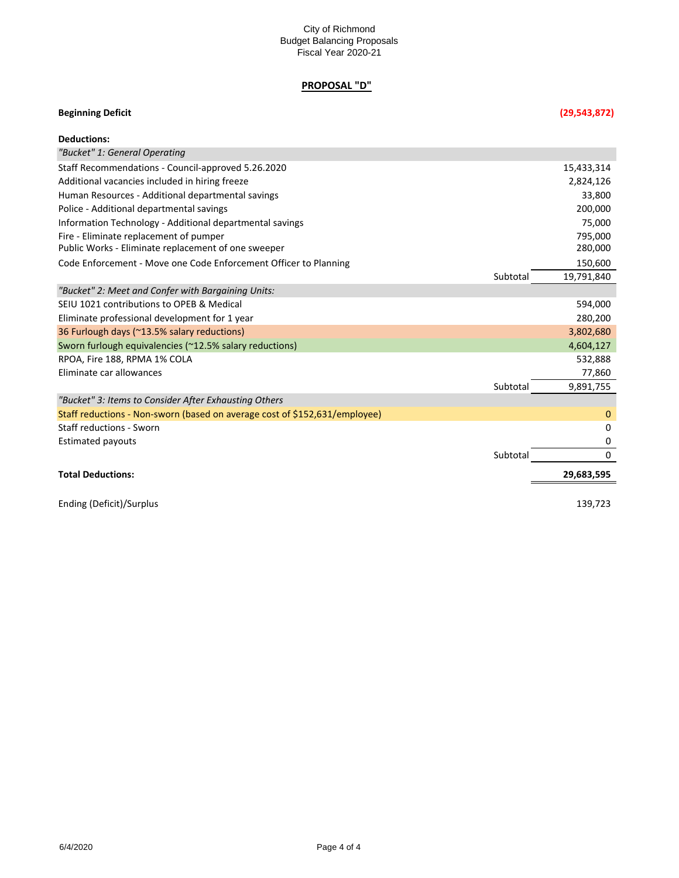City of Richmond
Budget Balancing Proposals
Fiscal Year 2020-21

## PROPOSAL "D"

| | | |
|---|---|---|
| **Beginning Deficit** | | **(29,543,872)** |
| **Deductions:** | | |
| *"Bucket" 1: General Operating* | | |
| Staff Recommendations - Council-approved 5.26.2020 | | 15,433,314 |
| Additional vacancies included in hiring freeze | | 2,824,126 |
| Human Resources - Additional departmental savings | | 33,800 |
| Police - Additional departmental savings | | 200,000 |
| Information Technology - Additional departmental savings | | 75,000 |
| Fire - Eliminate replacement of pumper | | 795,000 |
| Public Works - Eliminate replacement of one sweeper | | 280,000 |
| Code Enforcement - Move one Code Enforcement Officer to Planning | | 150,600 |
| | Subtotal | 19,791,840 |
| *"Bucket" 2: Meet and Confer with Bargaining Units:* | | |
| SEIU 1021 contributions to OPEB & Medical | | 594,000 |
| Eliminate professional development for 1 year | | 280,200 |
| 36 Furlough days (~13.5% salary reductions) | | 3,802,680 |
| Sworn furlough equivalencies (~12.5% salary reductions) | | 4,604,127 |
| RPOA, Fire 188, RPMA 1% COLA | | 532,888 |
| Eliminate car allowances | | 77,860 |
| | Subtotal | 9,891,755 |
| *"Bucket" 3: Items to Consider After Exhausting Others* | | |
| Staff reductions - Non-sworn (based on average cost of $152,631/employee) | | 0 |
| Staff reductions - Sworn | | 0 |
| Estimated payouts | | 0 |
| | Subtotal | 0 |
| **Total Deductions:** | | **29,683,595** |
| Ending (Deficit)/Surplus | | 139,723 |

6/4/2020